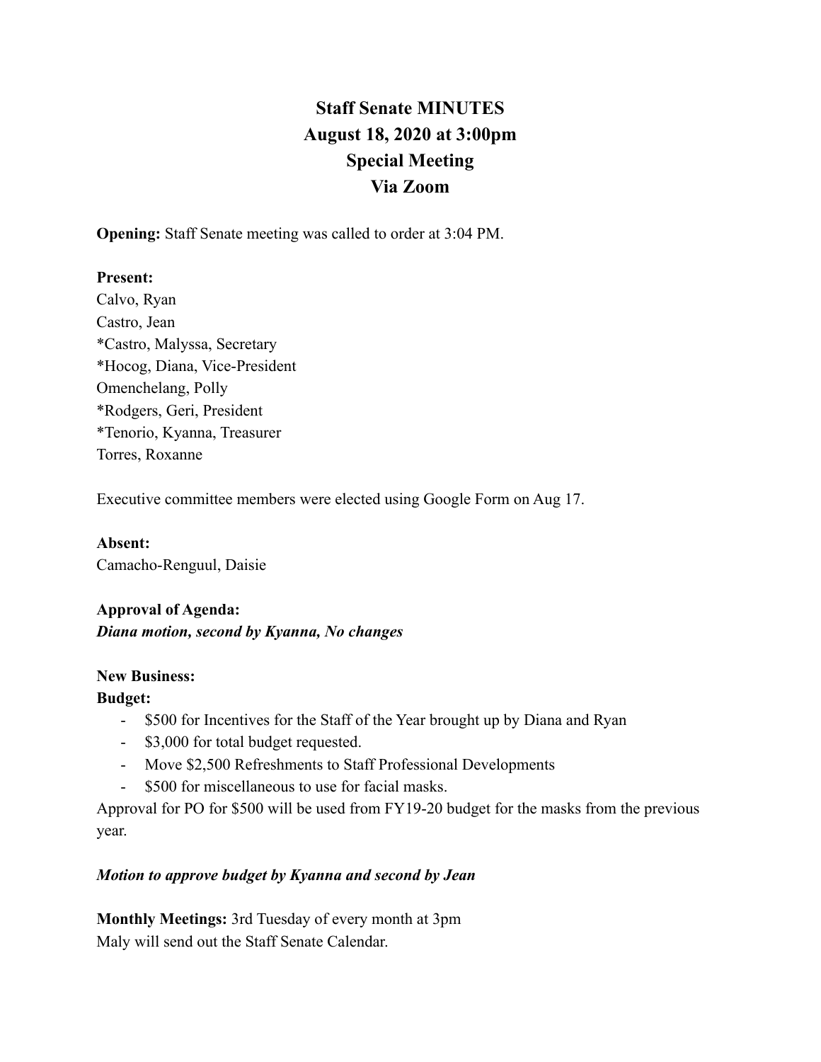# Staff Senate MINUTES
## August 18, 2020 at 3:00pm
## Special Meeting
## Via Zoom

**Opening:** Staff Senate meeting was called to order at 3:04 PM.

**Present:**
Calvo, Ryan
Castro, Jean
*Castro, Malyssa, Secretary
*Hocog, Diana, Vice-President
Omenchelang, Polly
*Rodgers, Geri, President
*Tenorio, Kyanna, Treasurer
Torres, Roxanne

Executive committee members were elected using Google Form on Aug 17.

**Absent:**
Camacho-Renguul, Daisie

**Approval of Agenda:**
***Diana motion, second by Kyanna, No changes***

**New Business:**
**Budget:**

- $500 for Incentives for the Staff of the Year brought up by Diana and Ryan
- $3,000 for total budget requested.
- Move $2,500 Refreshments to Staff Professional Developments
- $500 for miscellaneous to use for facial masks.

Approval for PO for $500 will be used from FY19-20 budget for the masks from the previous year.

***Motion to approve budget by Kyanna and second by Jean***

**Monthly Meetings:** 3rd Tuesday of every month at 3pm
Maly will send out the Staff Senate Calendar.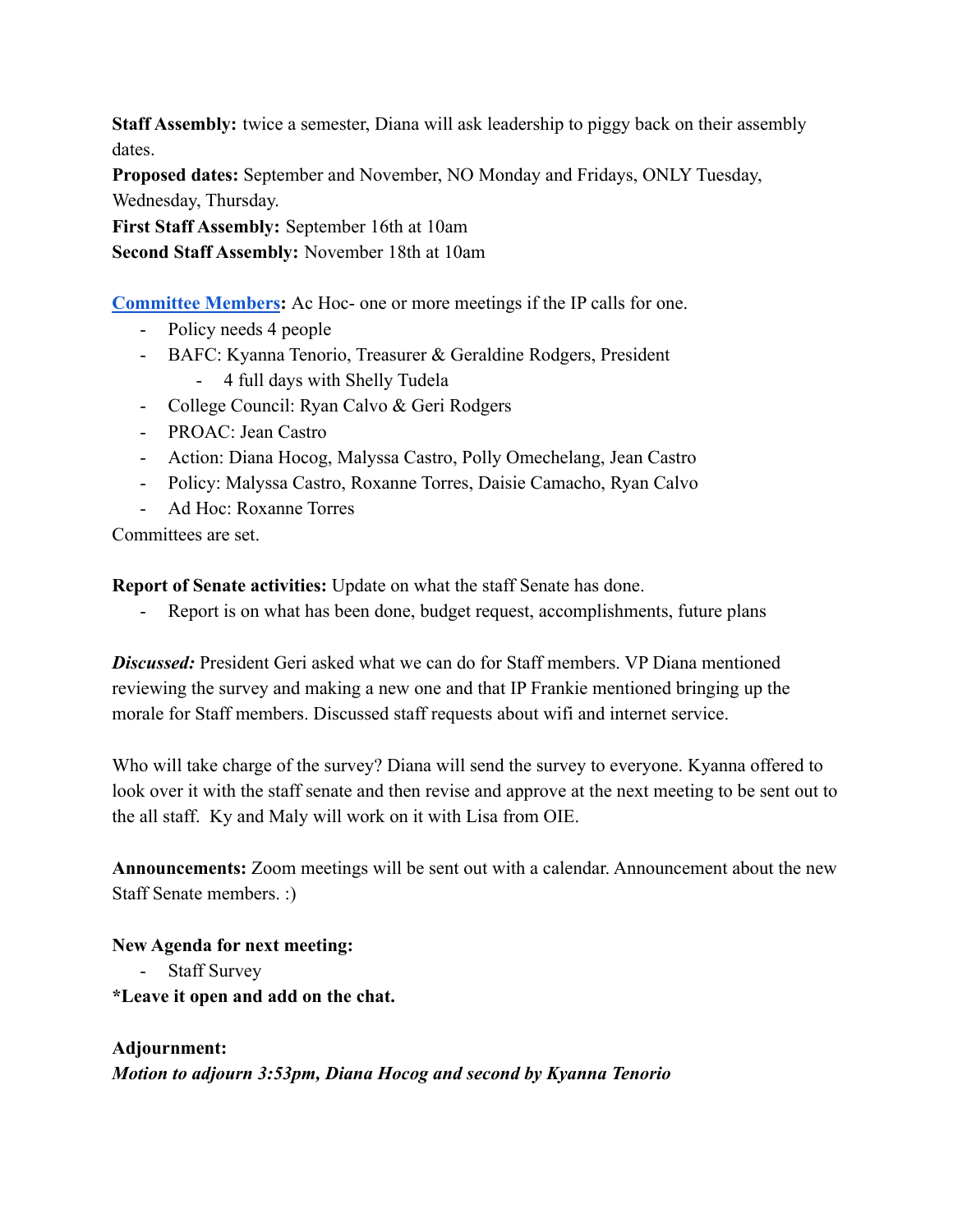**Staff Assembly:** twice a semester, Diana will ask leadership to piggy back on their assembly dates.
**Proposed dates:** September and November, NO Monday and Fridays, ONLY Tuesday, Wednesday, Thursday.
**First Staff Assembly:** September 16th at 10am
**Second Staff Assembly:** November 18th at 10am

**Committee Members:** Ac Hoc- one or more meetings if the IP calls for one.

- Policy needs 4 people
- BAFC: Kyanna Tenorio, Treasurer & Geraldine Rodgers, President
    - 4 full days with Shelly Tudela
- College Council: Ryan Calvo & Geri Rodgers
- PROAC: Jean Castro
- Action: Diana Hocog, Malyssa Castro, Polly Omechelang, Jean Castro
- Policy: Malyssa Castro, Roxanne Torres, Daisie Camacho, Ryan Calvo
- Ad Hoc: Roxanne Torres

Committees are set.

**Report of Senate activities:** Update on what the staff Senate has done.

- Report is on what has been done, budget request, accomplishments, future plans

***Discussed:*** President Geri asked what we can do for Staff members. VP Diana mentioned reviewing the survey and making a new one and that IP Frankie mentioned bringing up the morale for Staff members. Discussed staff requests about wifi and internet service.

Who will take charge of the survey? Diana will send the survey to everyone. Kyanna offered to look over it with the staff senate and then revise and approve at the next meeting to be sent out to the all staff. Ky and Maly will work on it with Lisa from OIE.

**Announcements:** Zoom meetings will be sent out with a calendar. Announcement about the new Staff Senate members. :)

**New Agenda for next meeting:**

- Staff Survey

**\*Leave it open and add on the chat.**

**Adjournment:**
***Motion to adjourn 3:53pm, Diana Hocog and second by Kyanna Tenorio***